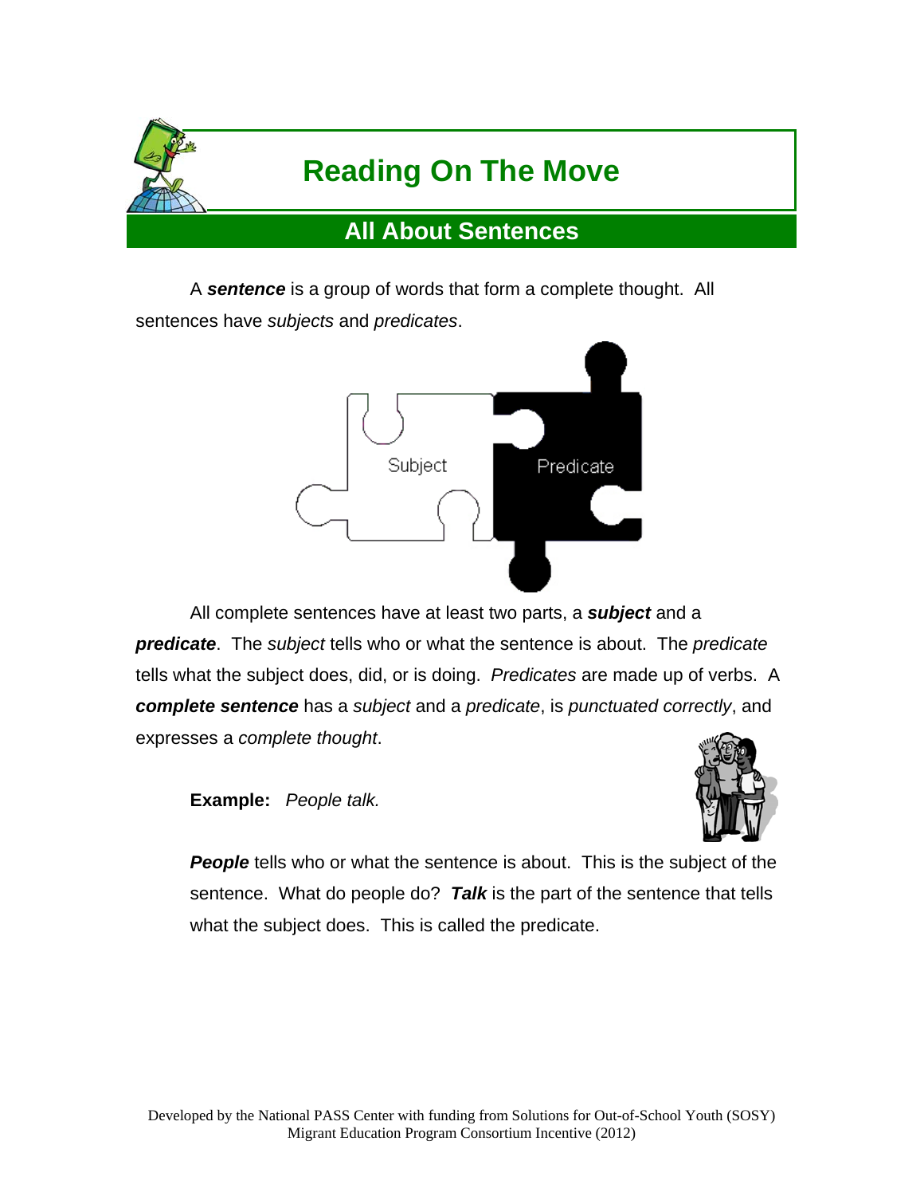# Reading On The Move

## All About Sentences

A ***sentence*** is a group of words that form a complete thought. All sentences have *subjects* and *predicates*.

All complete sentences have at least two parts, a ***subject*** and a ***predicate***. The *subject* tells who or what the sentence is about. The *predicate* tells what the subject does, did, or is doing. *Predicates* are made up of verbs. A ***complete sentence*** has a *subject* and a *predicate*, is *punctuated correctly*, and expresses a *complete thought*.

**Example:** *People talk.*

***People*** tells who or what the sentence is about. This is the subject of the sentence. What do people do? ***Talk*** is the part of the sentence that tells what the subject does. This is called the predicate.

Developed by the National PASS Center with funding from Solutions for Out-of-School Youth (SOSY) Migrant Education Program Consortium Incentive (2012)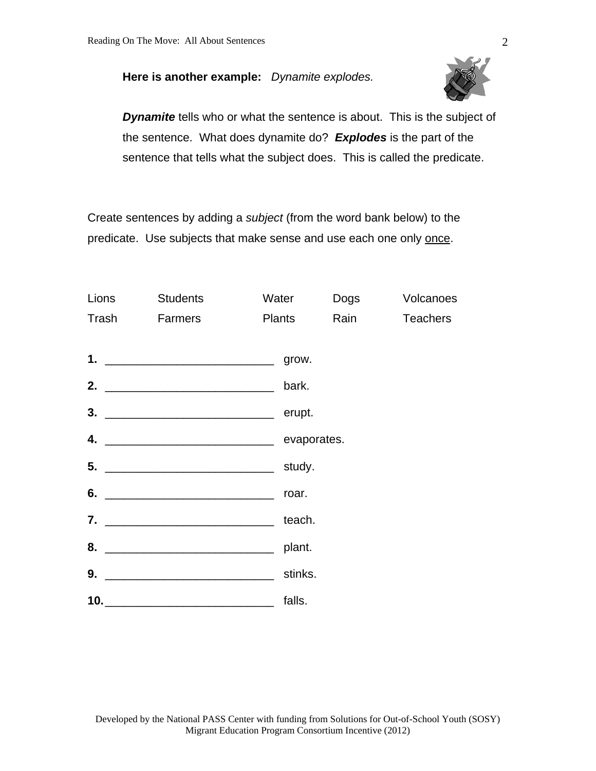**Here is another example:** *Dynamite explodes.*

***Dynamite*** tells who or what the sentence is about. This is the subject of the sentence. What does dynamite do? ***Explodes*** is the part of the sentence that tells what the subject does. This is called the predicate.

Create sentences by adding a *subject* (from the word bank below) to the predicate. Use subjects that make sense and use each one only <u>once</u>.

| Lions | Students | Water | Dogs | Volcanoes |
|---|---|---|---|---|
| Trash | Farmers | Plants | Rain | Teachers |

**1.** __________________________ grow.

**2.** __________________________ bark.

**3.** __________________________ erupt.

**4.** __________________________ evaporates.

**5.** __________________________ study.

**6.** __________________________ roar.

**7.** __________________________ teach.

**8.** __________________________ plant.

**9.** __________________________ stinks.

**10.** __________________________ falls.

Developed by the National PASS Center with funding from Solutions for Out-of-School Youth (SOSY) Migrant Education Program Consortium Incentive (2012)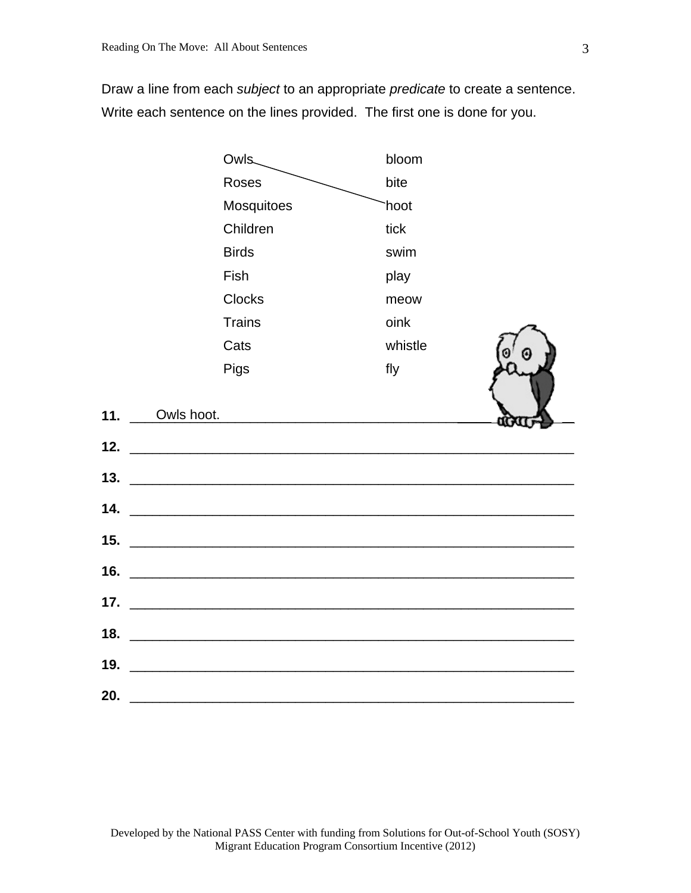Draw a line from each *subject* to an appropriate *predicate* to create a sentence. Write each sentence on the lines provided. The first one is done for you.

| | |
|---|---|
| Owls | bloom |
| Roses | bite |
| Mosquitoes | hoot |
| Children | tick |
| Birds | swim |
| Fish | play |
| Clocks | meow |
| Trains | oink |
| Cats | whistle |
| Pigs | fly |

**11.** Owls hoot.

**12.** ______________________________________________

**13.** ______________________________________________

**14.** ______________________________________________

**15.** ______________________________________________

**16.** ______________________________________________

**17.** ______________________________________________

**18.** ______________________________________________

**19.** ______________________________________________

**20.** ______________________________________________

Developed by the National PASS Center with funding from Solutions for Out-of-School Youth (SOSY) Migrant Education Program Consortium Incentive (2012)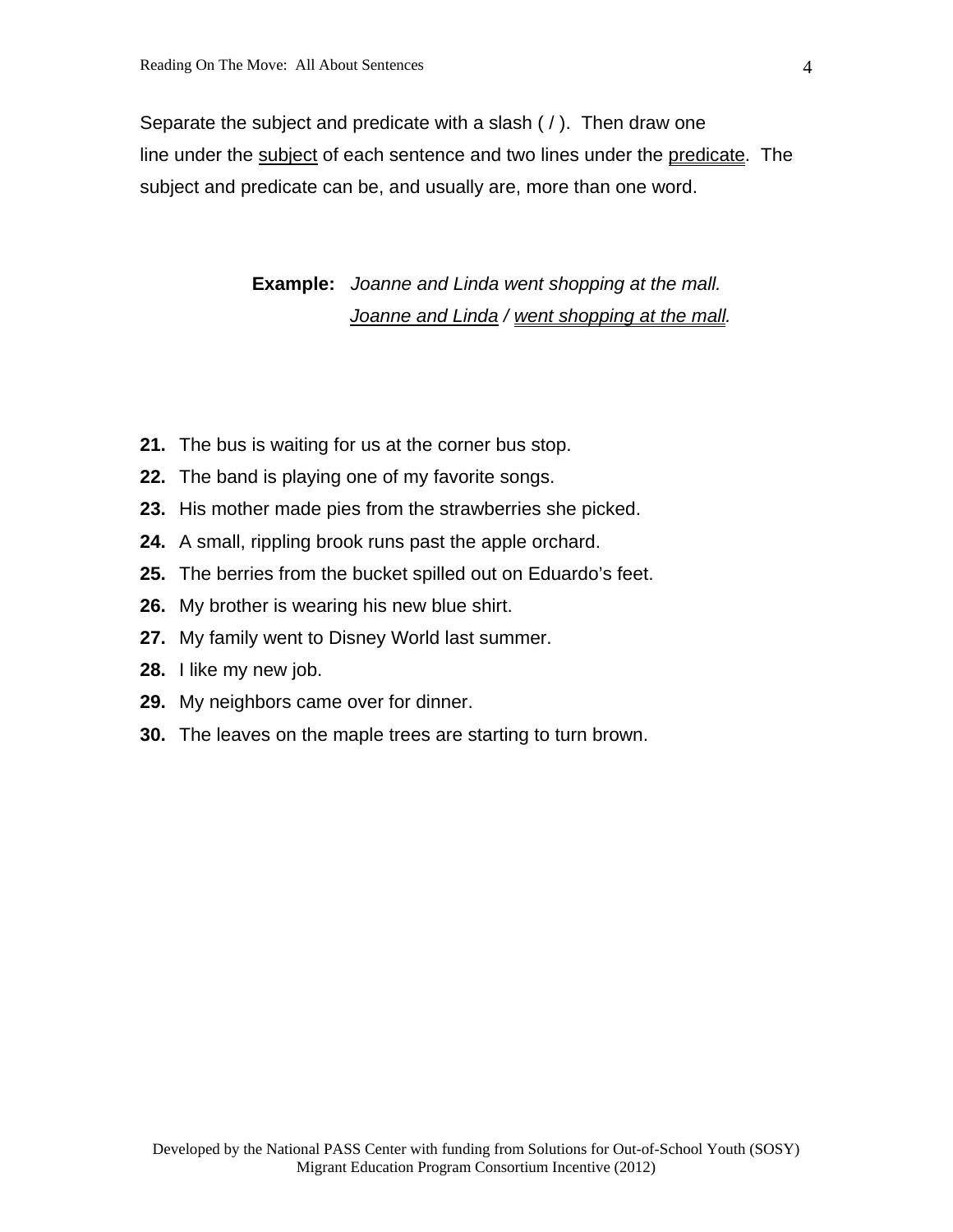Separate the subject and predicate with a slash ( / ). Then draw one line under the <u>subject</u> of each sentence and two lines under the <u>predicate</u>. The subject and predicate can be, and usually are, more than one word.

**Example:** *Joanne and Linda went shopping at the mall.*
*<u>Joanne and Linda</u> / <u>went shopping at the mall</u>.*

**21.** The bus is waiting for us at the corner bus stop.

**22.** The band is playing one of my favorite songs.

**23.** His mother made pies from the strawberries she picked.

**24.** A small, rippling brook runs past the apple orchard.

**25.** The berries from the bucket spilled out on Eduardo's feet.

**26.** My brother is wearing his new blue shirt.

**27.** My family went to Disney World last summer.

**28.** I like my new job.

**29.** My neighbors came over for dinner.

**30.** The leaves on the maple trees are starting to turn brown.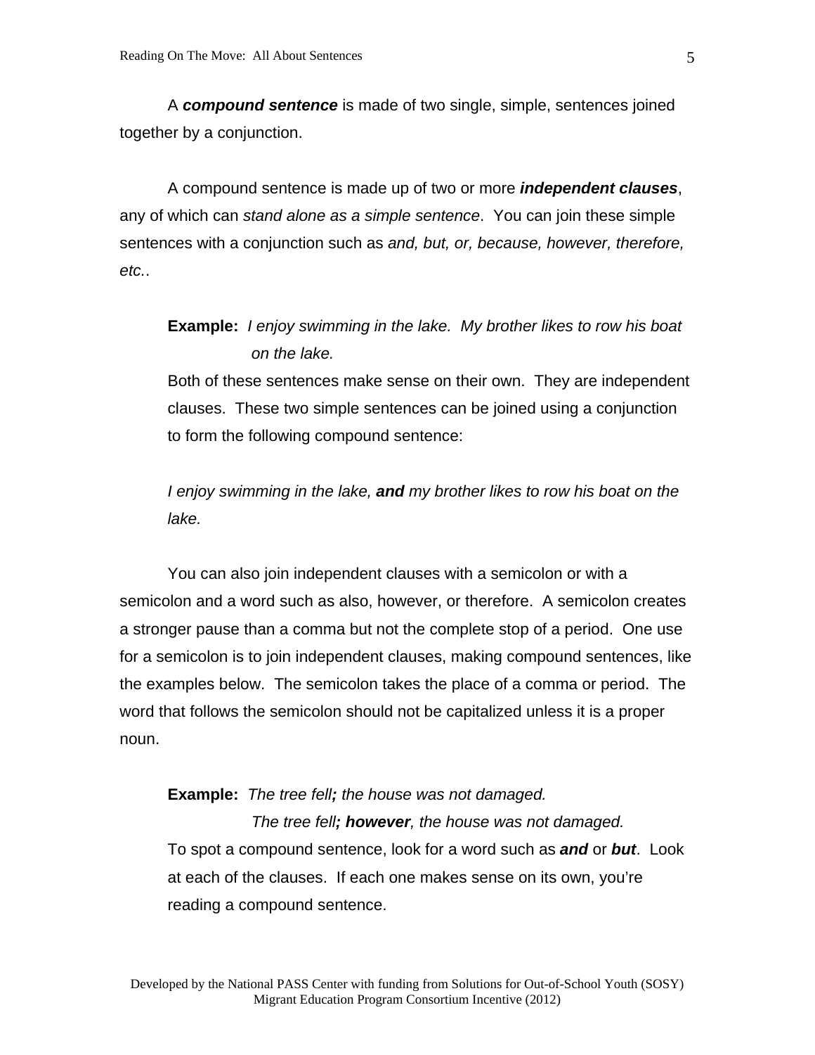A ***compound sentence*** is made of two single, simple, sentences joined together by a conjunction.

A compound sentence is made up of two or more ***independent clauses***, any of which can *stand alone as a simple sentence*. You can join these simple sentences with a conjunction such as *and, but, or, because, however, therefore, etc.*.

**Example:** *I enjoy swimming in the lake. My brother likes to row his boat on the lake.*

Both of these sentences make sense on their own. They are independent clauses. These two simple sentences can be joined using a conjunction to form the following compound sentence:

*I enjoy swimming in the lake,* ***and*** *my brother likes to row his boat on the lake.*

You can also join independent clauses with a semicolon or with a semicolon and a word such as also, however, or therefore. A semicolon creates a stronger pause than a comma but not the complete stop of a period. One use for a semicolon is to join independent clauses, making compound sentences, like the examples below. The semicolon takes the place of a comma or period. The word that follows the semicolon should not be capitalized unless it is a proper noun.

**Example:** *The tree fell**;** the house was not damaged.*
*The tree fell**; however**, the house was not damaged.*

To spot a compound sentence, look for a word such as ***and*** or ***but***. Look at each of the clauses. If each one makes sense on its own, you're reading a compound sentence.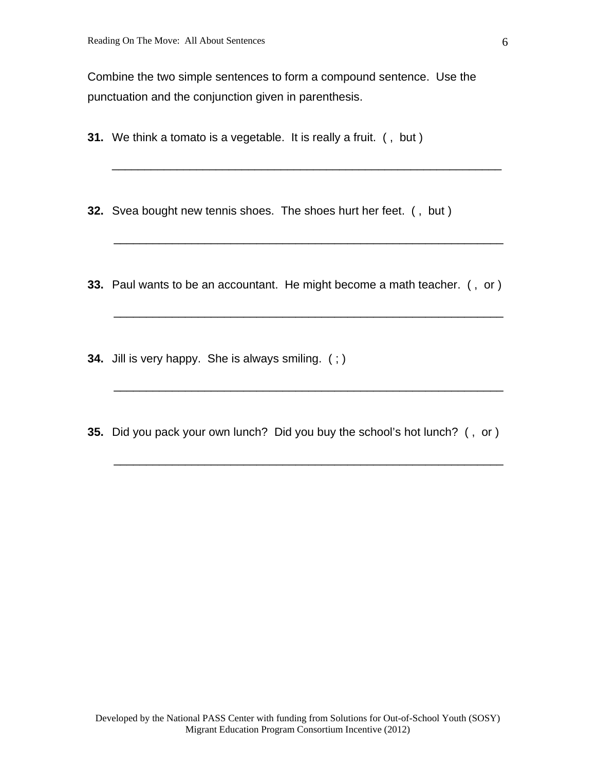Combine the two simple sentences to form a compound sentence. Use the punctuation and the conjunction given in parenthesis.

**31.** We think a tomato is a vegetable. It is really a fruit. ( , but )

______________________________________________________________

**32.** Svea bought new tennis shoes. The shoes hurt her feet. ( , but )

______________________________________________________________

**33.** Paul wants to be an accountant. He might become a math teacher. ( , or )

______________________________________________________________

**34.** Jill is very happy. She is always smiling. ( ; )

______________________________________________________________

**35.** Did you pack your own lunch? Did you buy the school's hot lunch? ( , or )

______________________________________________________________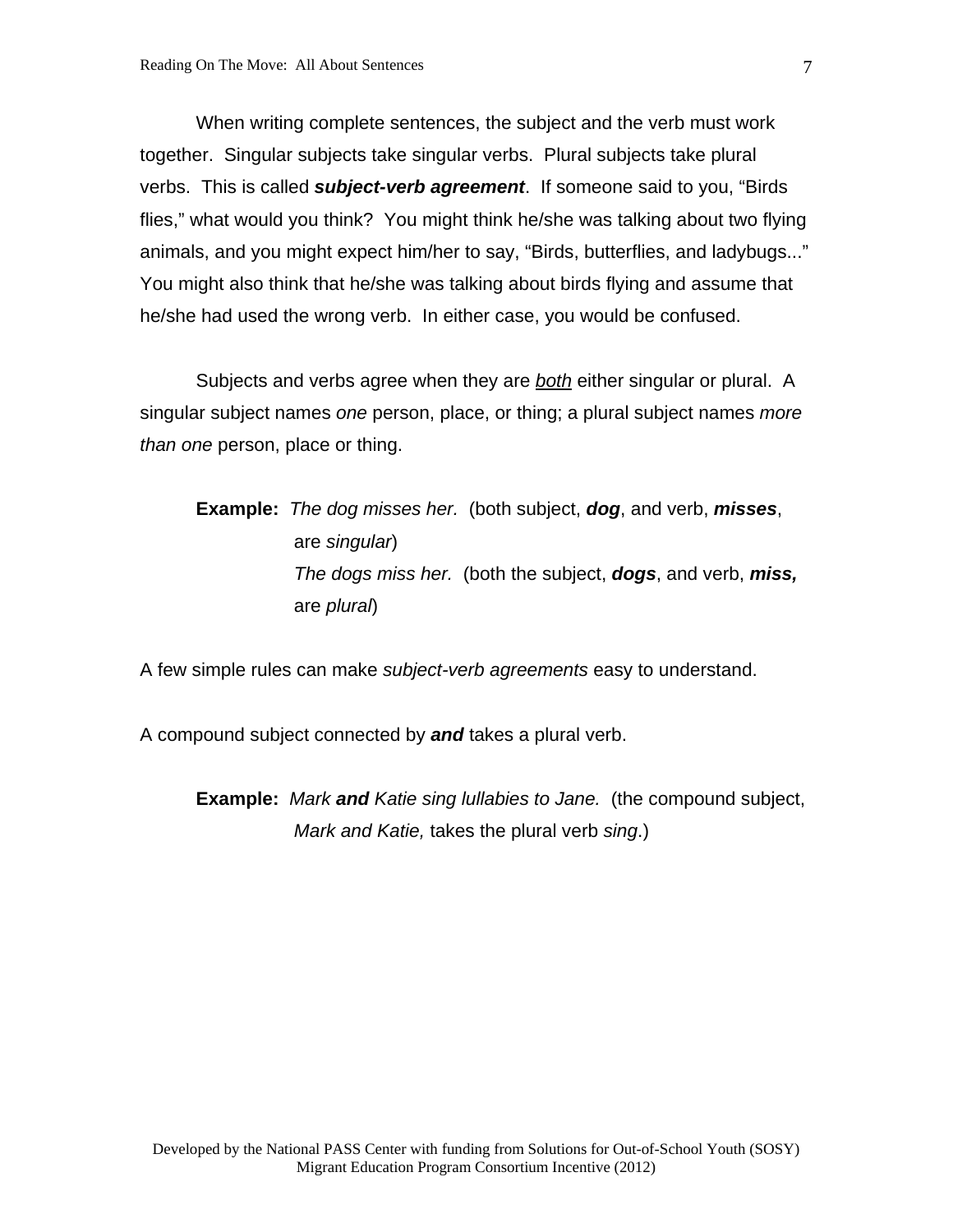When writing complete sentences, the subject and the verb must work together. Singular subjects take singular verbs. Plural subjects take plural verbs. This is called ***subject-verb agreement***. If someone said to you, "Birds flies," what would you think? You might think he/she was talking about two flying animals, and you might expect him/her to say, "Birds, butterflies, and ladybugs..." You might also think that he/she was talking about birds flying and assume that he/she had used the wrong verb. In either case, you would be confused.

Subjects and verbs agree when they are <u>both</u> either singular or plural. A singular subject names *one* person, place, or thing; a plural subject names *more than one* person, place or thing.

> **Example:** *The dog misses her.* (both subject, ***dog***, and verb, ***misses***, are *singular*)
> *The dogs miss her.* (both the subject, ***dogs***, and verb, ***miss,*** are *plural*)

A few simple rules can make *subject-verb agreements* easy to understand.

A compound subject connected by ***and*** takes a plural verb.

> **Example:** *Mark **and** Katie sing lullabies to Jane.* (the compound subject, *Mark and Katie,* takes the plural verb *sing*.)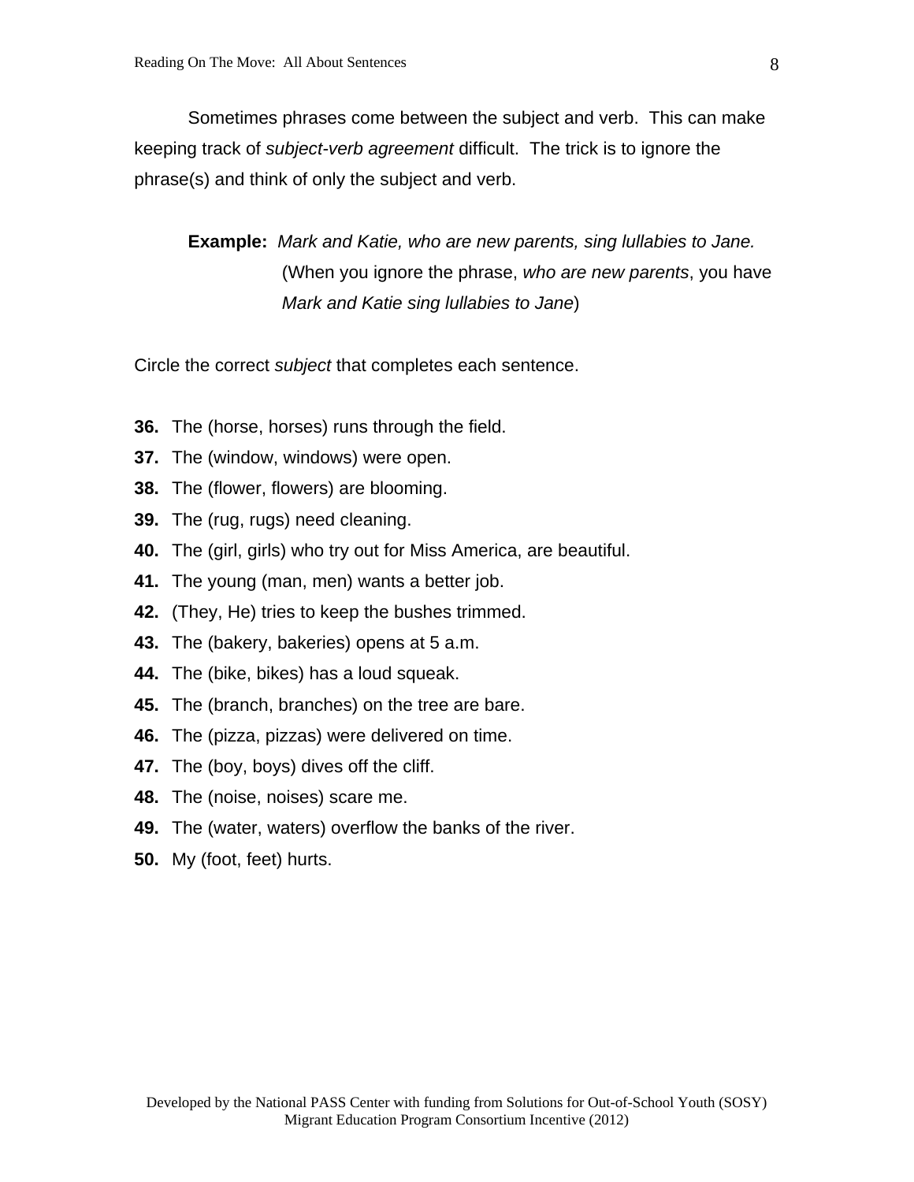Sometimes phrases come between the subject and verb. This can make keeping track of *subject-verb agreement* difficult. The trick is to ignore the phrase(s) and think of only the subject and verb.

**Example:** *Mark and Katie, who are new parents, sing lullabies to Jane.* (When you ignore the phrase, *who are new parents*, you have *Mark and Katie sing lullabies to Jane*)

Circle the correct *subject* that completes each sentence.

**36.** The (horse, horses) runs through the field.
**37.** The (window, windows) were open.
**38.** The (flower, flowers) are blooming.
**39.** The (rug, rugs) need cleaning.
**40.** The (girl, girls) who try out for Miss America, are beautiful.
**41.** The young (man, men) wants a better job.
**42.** (They, He) tries to keep the bushes trimmed.
**43.** The (bakery, bakeries) opens at 5 a.m.
**44.** The (bike, bikes) has a loud squeak.
**45.** The (branch, branches) on the tree are bare.
**46.** The (pizza, pizzas) were delivered on time.
**47.** The (boy, boys) dives off the cliff.
**48.** The (noise, noises) scare me.
**49.** The (water, waters) overflow the banks of the river.
**50.** My (foot, feet) hurts.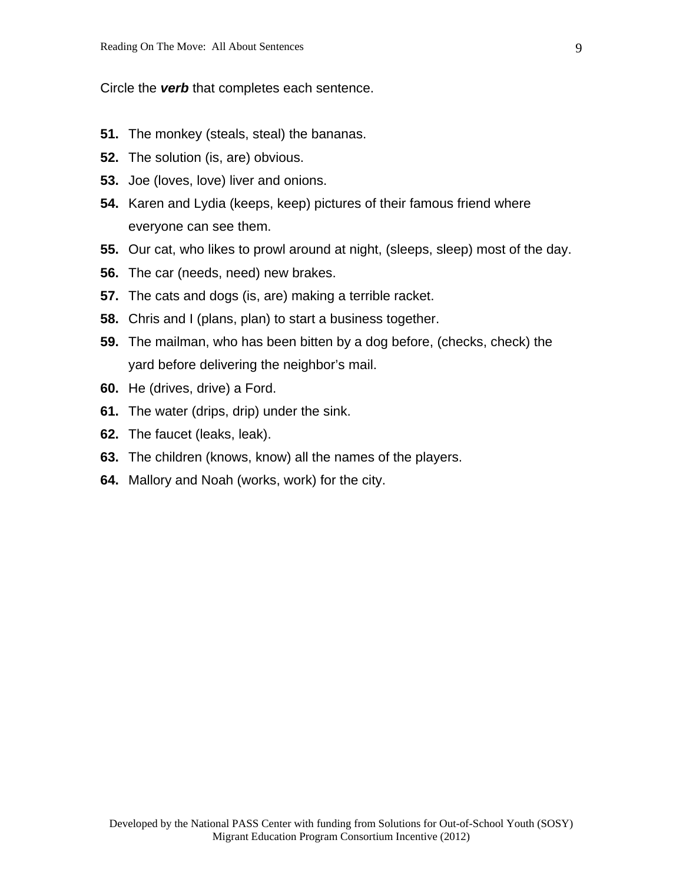Circle the ***verb*** that completes each sentence.

**51.** The monkey (steals, steal) the bananas.

**52.** The solution (is, are) obvious.

**53.** Joe (loves, love) liver and onions.

**54.** Karen and Lydia (keeps, keep) pictures of their famous friend where everyone can see them.

**55.** Our cat, who likes to prowl around at night, (sleeps, sleep) most of the day.

**56.** The car (needs, need) new brakes.

**57.** The cats and dogs (is, are) making a terrible racket.

**58.** Chris and I (plans, plan) to start a business together.

**59.** The mailman, who has been bitten by a dog before, (checks, check) the yard before delivering the neighbor's mail.

**60.** He (drives, drive) a Ford.

**61.** The water (drips, drip) under the sink.

**62.** The faucet (leaks, leak).

**63.** The children (knows, know) all the names of the players.

**64.** Mallory and Noah (works, work) for the city.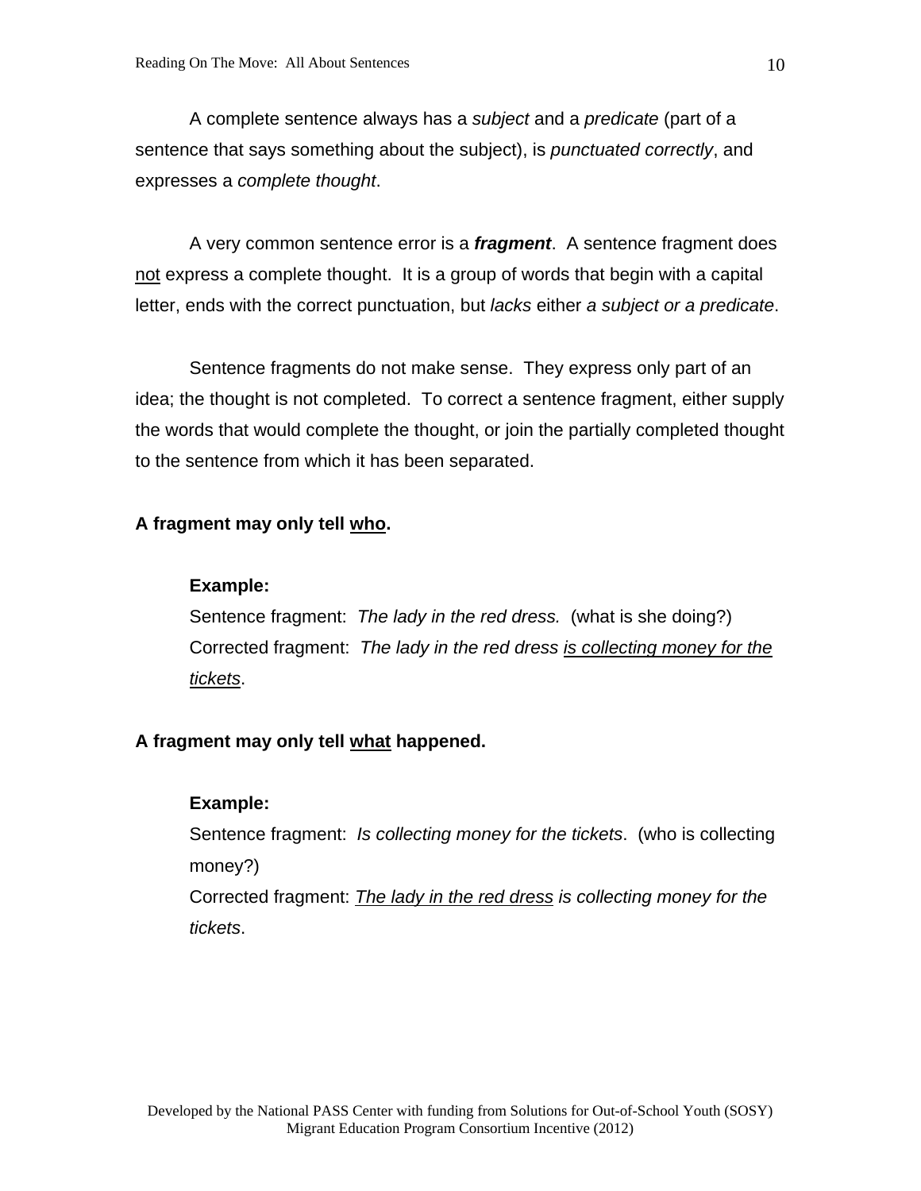A complete sentence always has a *subject* and a *predicate* (part of a sentence that says something about the subject), is *punctuated correctly*, and expresses a *complete thought*.

A very common sentence error is a ***fragment***. A sentence fragment does <u>not</u> express a complete thought. It is a group of words that begin with a capital letter, ends with the correct punctuation, but *lacks* either *a subject or a predicate*.

Sentence fragments do not make sense. They express only part of an idea; the thought is not completed. To correct a sentence fragment, either supply the words that would complete the thought, or join the partially completed thought to the sentence from which it has been separated.

**A fragment may only tell <u>who</u>.**

**Example:**
Sentence fragment: *The lady in the red dress.* (what is she doing?)
Corrected fragment: *The lady in the red dress <u>is collecting money for the tickets</u>*.

**A fragment may only tell <u>what</u> happened.**

**Example:**
Sentence fragment: *Is collecting money for the tickets*. (who is collecting money?)
Corrected fragment: *<u>The lady in the red dress</u> is collecting money for the tickets*.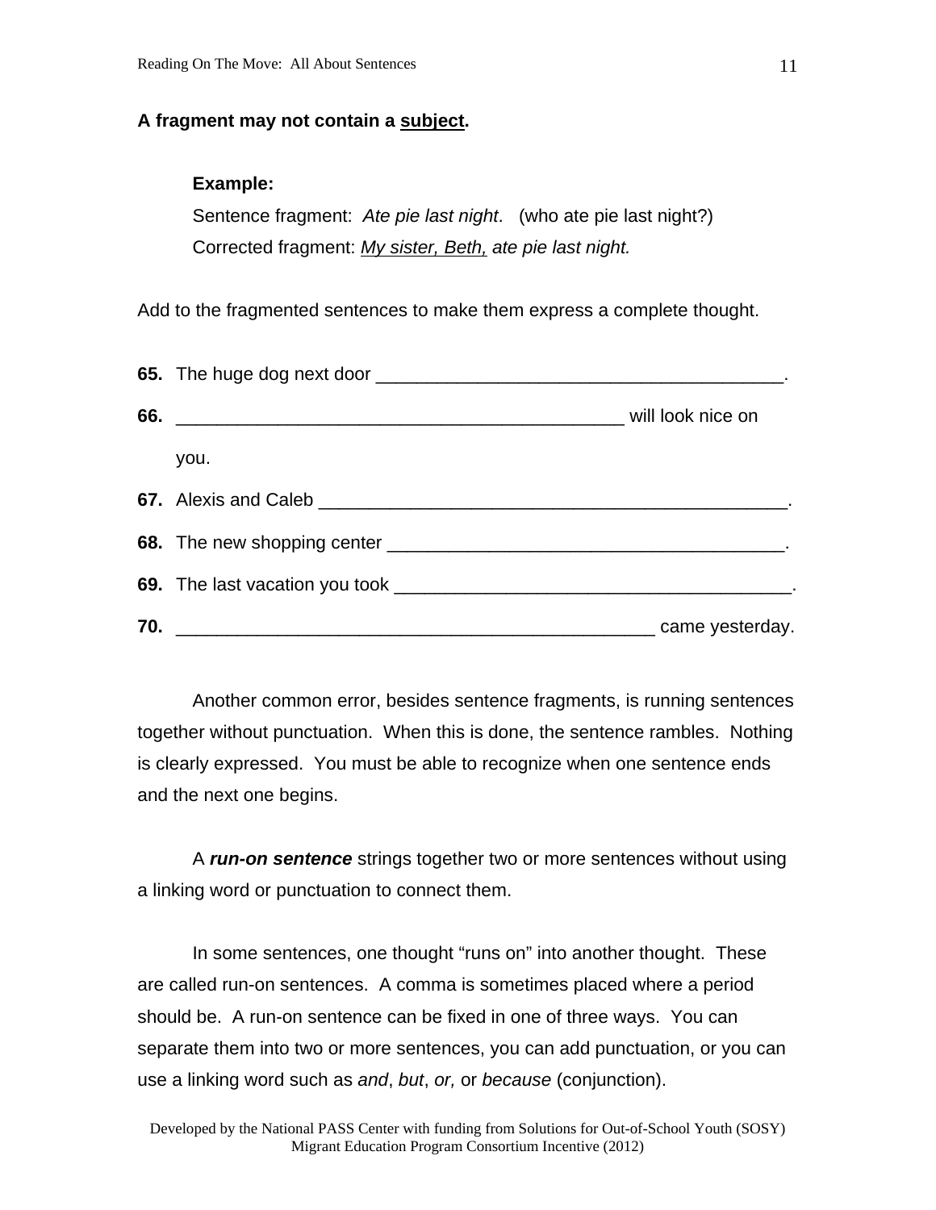**A fragment may not contain a <u>subject</u>.**

**Example:**

Sentence fragment: *Ate pie last night*. (who ate pie last night?)

Corrected fragment: *<u>My sister, Beth,</u> ate pie last night.*

Add to the fragmented sentences to make them express a complete thought.

**65.** The huge dog next door ________________________________________.

**66.** _____________________________________________ will look nice on you.

**67.** Alexis and Caleb _______________________________________________.

**68.** The new shopping center _______________________________________.

**69.** The last vacation you took _______________________________________.

**70.** ________________________________________________ came yesterday.

Another common error, besides sentence fragments, is running sentences together without punctuation. When this is done, the sentence rambles. Nothing is clearly expressed. You must be able to recognize when one sentence ends and the next one begins.

A ***run-on sentence*** strings together two or more sentences without using a linking word or punctuation to connect them.

In some sentences, one thought "runs on" into another thought. These are called run-on sentences. A comma is sometimes placed where a period should be. A run-on sentence can be fixed in one of three ways. You can separate them into two or more sentences, you can add punctuation, or you can use a linking word such as *and*, *but*, *or,* or *because* (conjunction).

Developed by the National PASS Center with funding from Solutions for Out-of-School Youth (SOSY) Migrant Education Program Consortium Incentive (2012)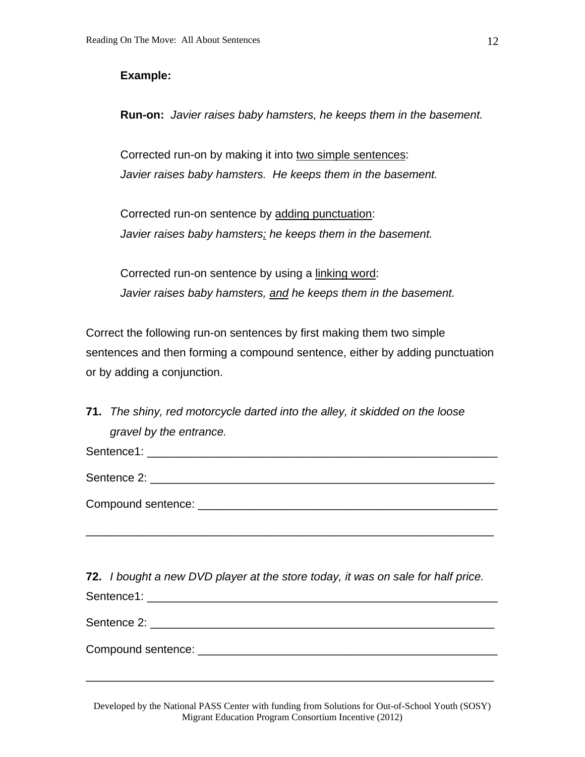**Example:**

**Run-on:** *Javier raises baby hamsters, he keeps them in the basement.*

Corrected run-on by making it into <u>two simple sentences</u>:
*Javier raises baby hamsters. He keeps them in the basement.*

Corrected run-on sentence by <u>adding punctuation</u>:
*Javier raises baby hamsters<u>;</u> he keeps them in the basement.*

Corrected run-on sentence by using a <u>linking word</u>:
*Javier raises baby hamsters, <u>and</u> he keeps them in the basement.*

Correct the following run-on sentences by first making them two simple sentences and then forming a compound sentence, either by adding punctuation or by adding a conjunction.

**71.** *The shiny, red motorcycle darted into the alley, it skidded on the loose gravel by the entrance.*

Sentence1: ________________________________________________________

Sentence 2: _______________________________________________________

Compound sentence: ________________________________________________

_________________________________________________________________

**72.** *I bought a new DVD player at the store today, it was on sale for half price.*

Sentence1: ________________________________________________________

Sentence 2: _______________________________________________________

Compound sentence: ________________________________________________

_________________________________________________________________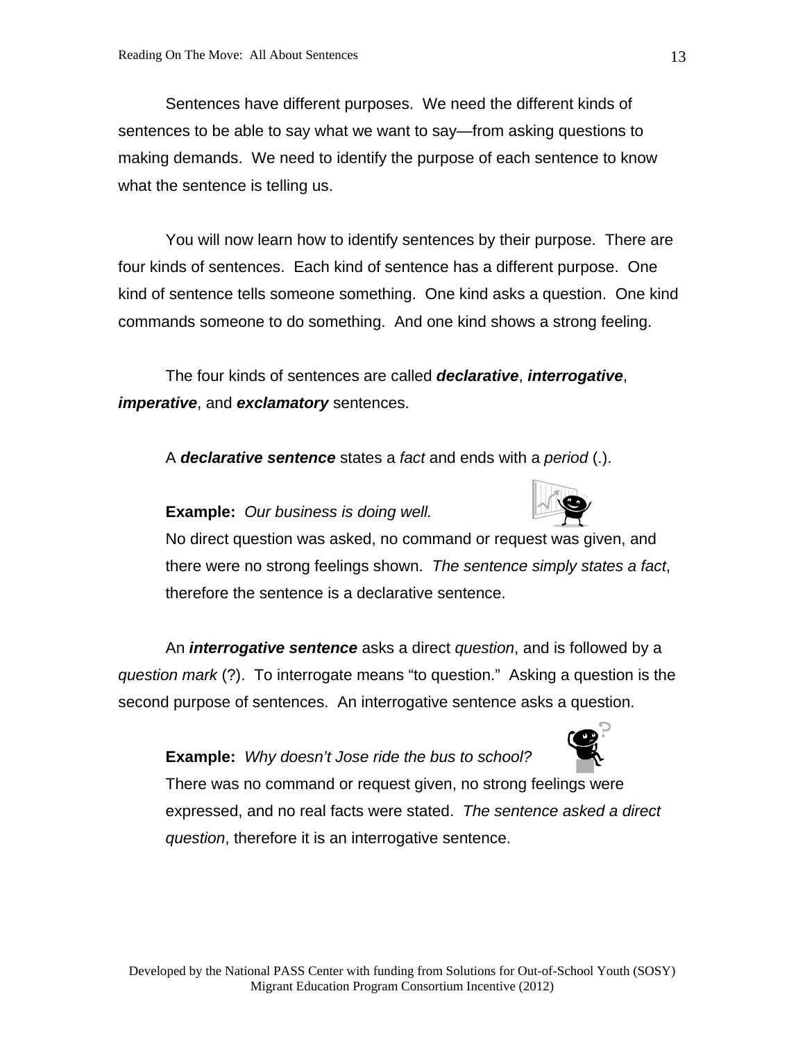Sentences have different purposes. We need the different kinds of sentences to be able to say what we want to say—from asking questions to making demands. We need to identify the purpose of each sentence to know what the sentence is telling us.

You will now learn how to identify sentences by their purpose. There are four kinds of sentences. Each kind of sentence has a different purpose. One kind of sentence tells someone something. One kind asks a question. One kind commands someone to do something. And one kind shows a strong feeling.

The four kinds of sentences are called ***declarative***, ***interrogative***, ***imperative***, and ***exclamatory*** sentences.

A ***declarative sentence*** states a *fact* and ends with a *period* (.).

**Example:** *Our business is doing well.*
No direct question was asked, no command or request was given, and there were no strong feelings shown. *The sentence simply states a fact*, therefore the sentence is a declarative sentence.

An ***interrogative sentence*** asks a direct *question*, and is followed by a *question mark* (?). To interrogate means "to question." Asking a question is the second purpose of sentences. An interrogative sentence asks a question.

**Example:** *Why doesn't Jose ride the bus to school?*
There was no command or request given, no strong feelings were expressed, and no real facts were stated. *The sentence asked a direct question*, therefore it is an interrogative sentence.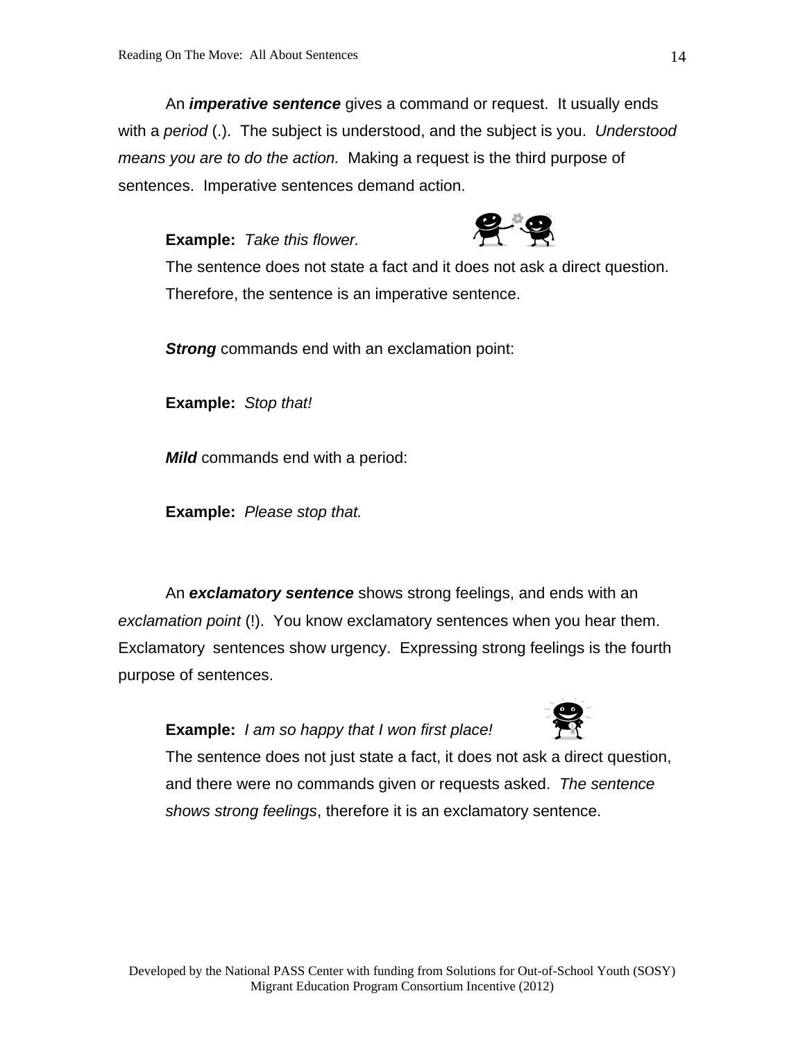An ***imperative sentence*** gives a command or request. It usually ends with a *period* (.). The subject is understood, and the subject is you. *Understood means you are to do the action.* Making a request is the third purpose of sentences. Imperative sentences demand action.

**Example:** *Take this flower.*

The sentence does not state a fact and it does not ask a direct question. Therefore, the sentence is an imperative sentence.

***Strong*** commands end with an exclamation point:

**Example:** *Stop that!*

***Mild*** commands end with a period:

**Example:** *Please stop that.*

An ***exclamatory sentence*** shows strong feelings, and ends with an *exclamation point* (!). You know exclamatory sentences when you hear them. Exclamatory sentences show urgency. Expressing strong feelings is the fourth purpose of sentences.

**Example:** *I am so happy that I won first place!*

The sentence does not just state a fact, it does not ask a direct question, and there were no commands given or requests asked. *The sentence shows strong feelings*, therefore it is an exclamatory sentence.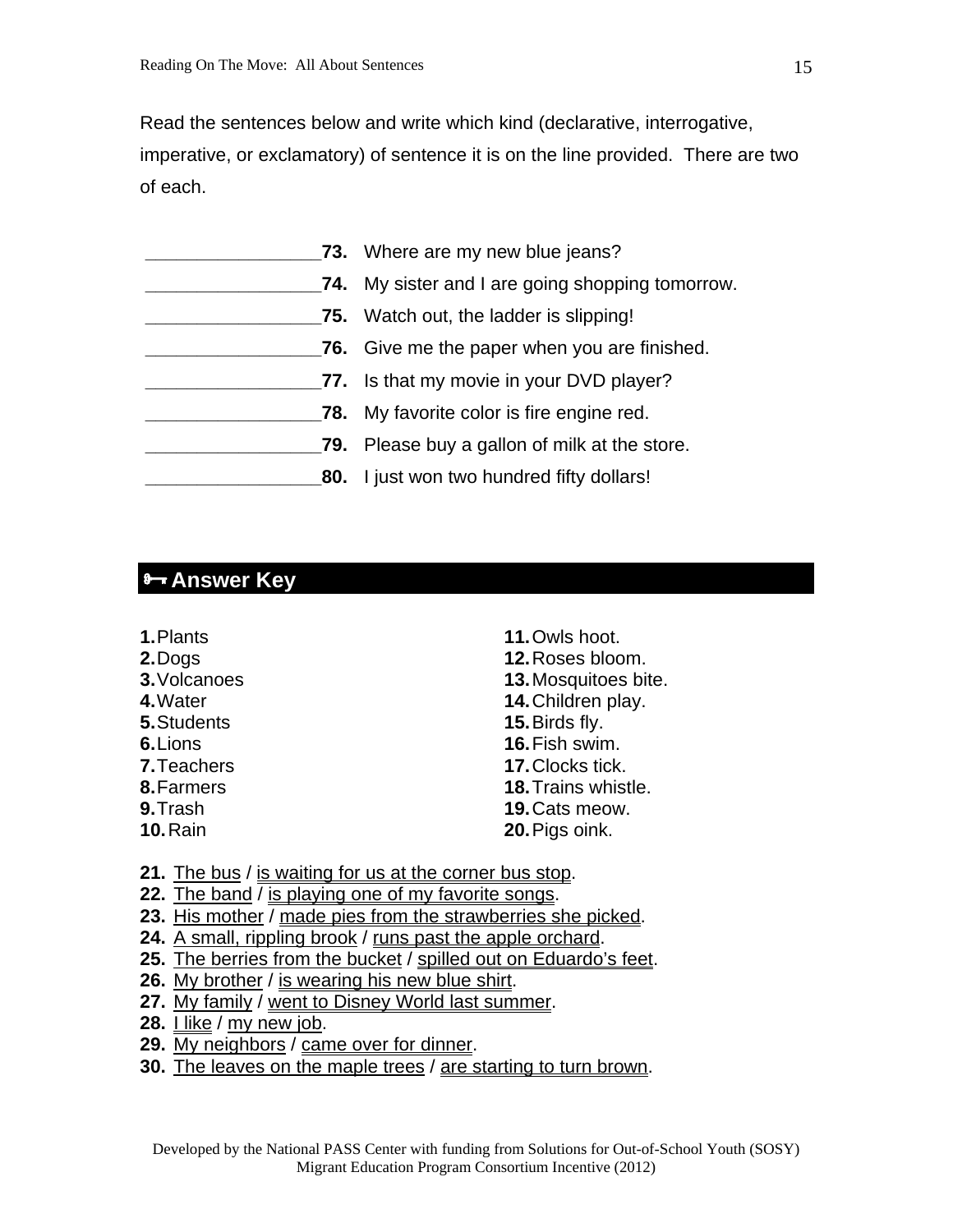Read the sentences below and write which kind (declarative, interrogative, imperative, or exclamatory) of sentence it is on the line provided. There are two of each.

_________________**73.** Where are my new blue jeans?

_________________**74.** My sister and I are going shopping tomorrow.

_________________**75.** Watch out, the ladder is slipping!

_________________**76.** Give me the paper when you are finished.

_________________**77.** Is that my movie in your DVD player?

_________________**78.** My favorite color is fire engine red.

_________________**79.** Please buy a gallon of milk at the store.

_________________**80.** I just won two hundred fifty dollars!

## 🗝 Answer Key

**1.** Plants
**2.** Dogs
**3.** Volcanoes
**4.** Water
**5.** Students
**6.** Lions
**7.** Teachers
**8.** Farmers
**9.** Trash
**10.** Rain

**11.** Owls hoot.
**12.** Roses bloom.
**13.** Mosquitoes bite.
**14.** Children play.
**15.** Birds fly.
**16.** Fish swim.
**17.** Clocks tick.
**18.** Trains whistle.
**19.** Cats meow.
**20.** Pigs oink.

**21.** The bus / is waiting for us at the corner bus stop.
**22.** The band / is playing one of my favorite songs.
**23.** His mother / made pies from the strawberries she picked.
**24.** A small, rippling brook / runs past the apple orchard.
**25.** The berries from the bucket / spilled out on Eduardo's feet.
**26.** My brother / is wearing his new blue shirt.
**27.** My family / went to Disney World last summer.
**28.** I like / my new job.
**29.** My neighbors / came over for dinner.
**30.** The leaves on the maple trees / are starting to turn brown.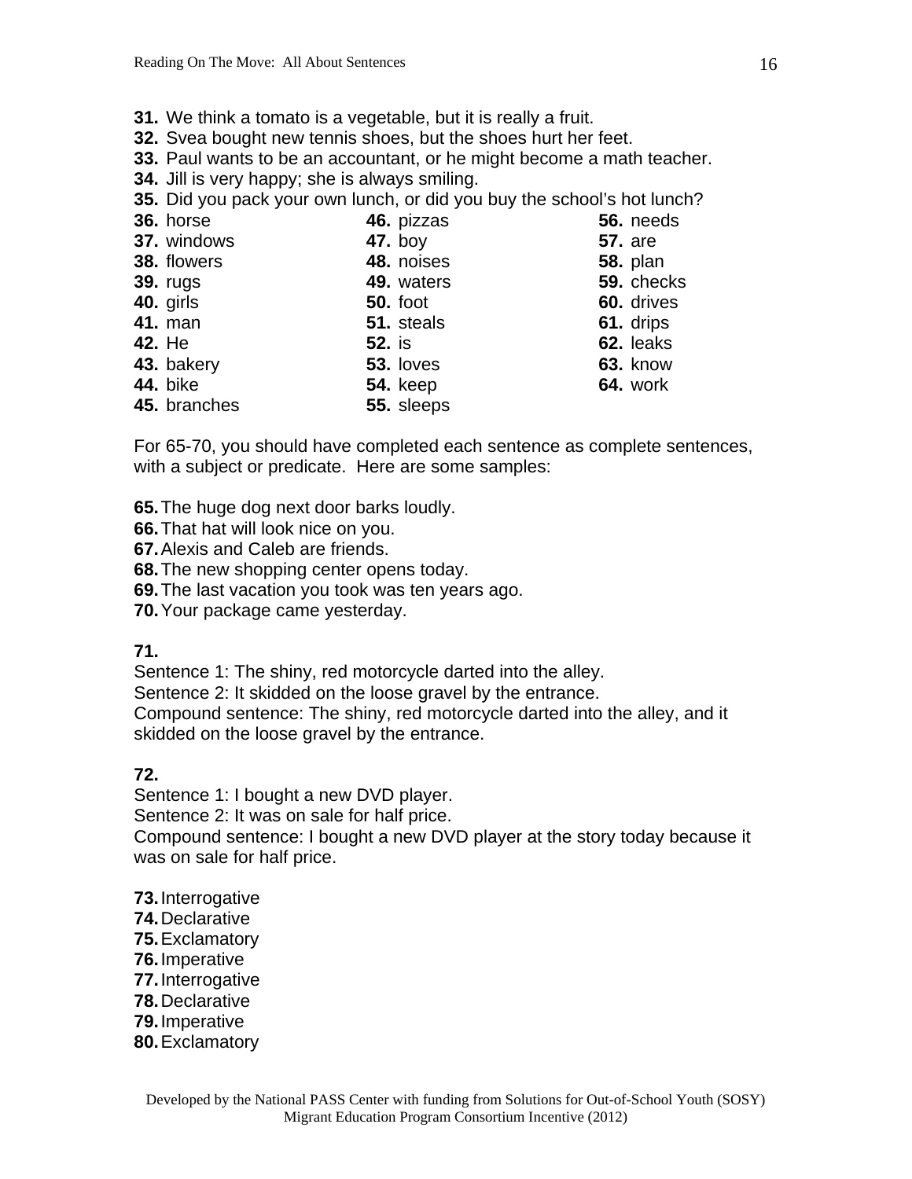**31.** We think a tomato is a vegetable, but it is really a fruit.
**32.** Svea bought new tennis shoes, but the shoes hurt her feet.
**33.** Paul wants to be an accountant, or he might become a math teacher.
**34.** Jill is very happy; she is always smiling.
**35.** Did you pack your own lunch, or did you buy the school's hot lunch?
**36.** horse
**37.** windows
**38.** flowers
**39.** rugs
**40.** girls
**41.** man
**42.** He
**43.** bakery
**44.** bike
**45.** branches
**46.** pizzas
**47.** boy
**48.** noises
**49.** waters
**50.** foot
**51.** steals
**52.** is
**53.** loves
**54.** keep
**55.** sleeps
**56.** needs
**57.** are
**58.** plan
**59.** checks
**60.** drives
**61.** drips
**62.** leaks
**63.** know
**64.** work

For 65-70, you should have completed each sentence as complete sentences, with a subject or predicate. Here are some samples:

**65.** The huge dog next door barks loudly.
**66.** That hat will look nice on you.
**67.** Alexis and Caleb are friends.
**68.** The new shopping center opens today.
**69.** The last vacation you took was ten years ago.
**70.** Your package came yesterday.

**71.**
Sentence 1: The shiny, red motorcycle darted into the alley.
Sentence 2: It skidded on the loose gravel by the entrance.
Compound sentence: The shiny, red motorcycle darted into the alley, and it skidded on the loose gravel by the entrance.

**72.**
Sentence 1: I bought a new DVD player.
Sentence 2: It was on sale for half price.
Compound sentence: I bought a new DVD player at the story today because it was on sale for half price.

**73.** Interrogative
**74.** Declarative
**75.** Exclamatory
**76.** Imperative
**77.** Interrogative
**78.** Declarative
**79.** Imperative
**80.** Exclamatory

Developed by the National PASS Center with funding from Solutions for Out-of-School Youth (SOSY) Migrant Education Program Consortium Incentive (2012)